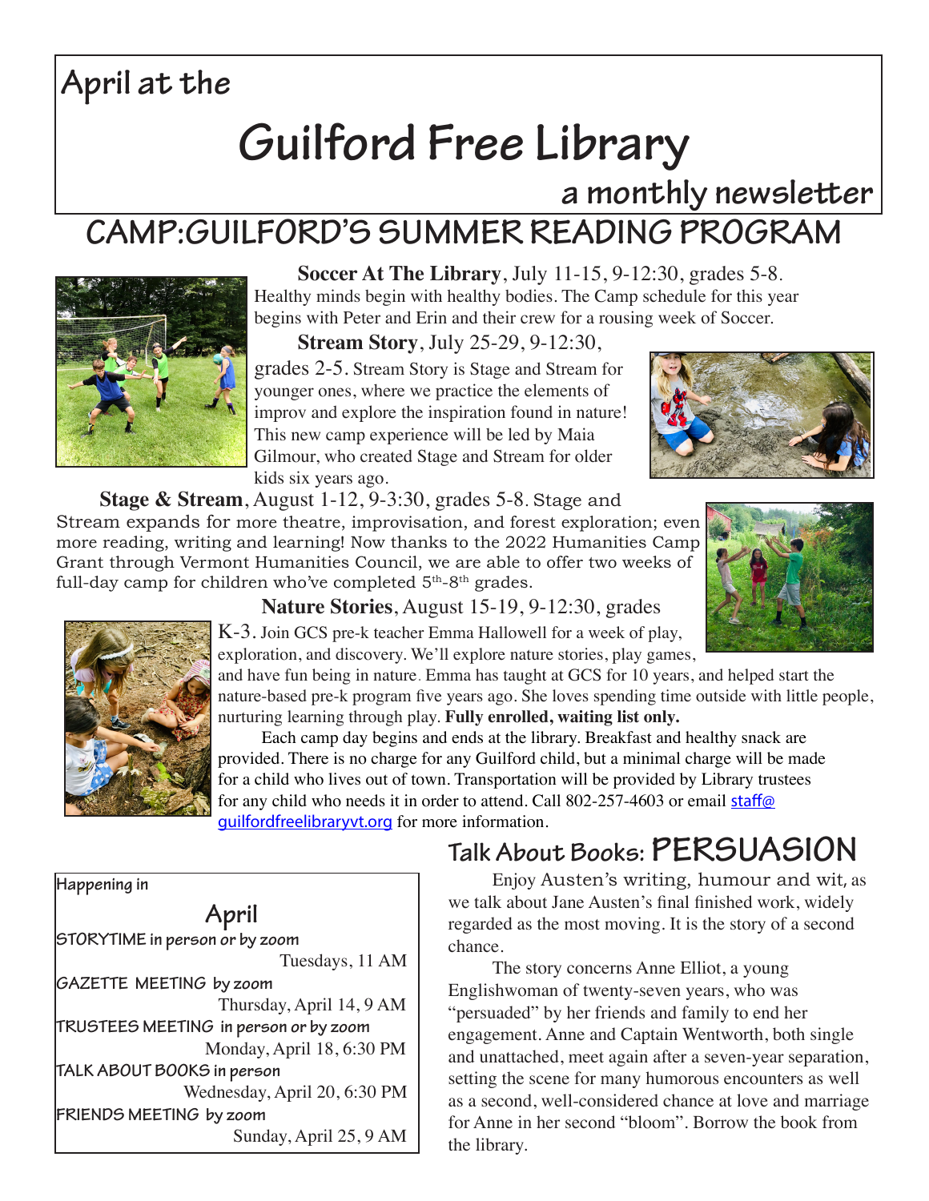# April at the

# Guilford Free Library

**a monthly newsletter**

## CAMP:GUILFORD'S SUMMER READING PROGRAM

**Soccer At The Library**, July 11-15, 9-12:30, grades 5-8. Healthy minds begin with healthy bodies. The Camp schedule for this year begins with Peter and Erin and their crew for a rousing week of Soccer.

**Stream Story**, July 25-29, 9-12:30, grades 2-5. Stream Story is Stage and Stream for younger ones, where we practice the elements of improv and explore the inspiration found in nature! This new camp experience will be led by Maia Gilmour, who created Stage and Stream for older kids six years ago.

**Stage & Stream**, August 1-12, 9-3:30, grades 5-8. Stage and Stream expands for more theatre, improvisation, and forest exploration; even more reading, writing and learning! Now thanks to the 2022 Humanities Camp Grant through Vermont Humanities Council, we are able to offer two weeks of full-day camp for children who've completed 5th-8th grades.

**Nature Stories**, August 15-19, 9-12:30, grades K-3. Join GCS pre-k teacher Emma Hallowell for a week of play, exploration, and discovery. We'll explore nature stories, play games, and have fun being in nature. Emma has taught at GCS for 10 years, and helped start the nature-based pre-k program five years ago. She loves spending time outside with little people, nurturing learning through play. **Fully enrolled, waiting list only.**

Each camp day begins and ends at the library. Breakfast and healthy snack are provided. There is no charge for any Guilford child, but a minimal charge will be made for a child who lives out of town. Transportation will be provided by Library trustees for any child who needs it in order to attend. Call 802-257-4603 or email staff@guilfordfreelibraryvt.org for more information.

### Happening in April

**STORYTIME in person or by zoom**
Tuesdays, 11 AM

**GAZETTE MEETING by zoom**
Thursday, April 14, 9 AM

**TRUSTEES MEETING in person or by zoom**
Monday, April 18, 6:30 PM

**TALK ABOUT BOOKS in person**
Wednesday, April 20, 6:30 PM

**FRIENDS MEETING by zoom**
Sunday, April 25, 9 AM

## Talk About Books: PERSUASION

Enjoy Austen's writing, humour and wit, as we talk about Jane Austen's final finished work, widely regarded as the most moving. It is the story of a second chance.

The story concerns Anne Elliot, a young Englishwoman of twenty-seven years, who was "persuaded" by her friends and family to end her engagement. Anne and Captain Wentworth, both single and unattached, meet again after a seven-year separation, setting the scene for many humorous encounters as well as a second, well-considered chance at love and marriage for Anne in her second "bloom". Borrow the book from the library.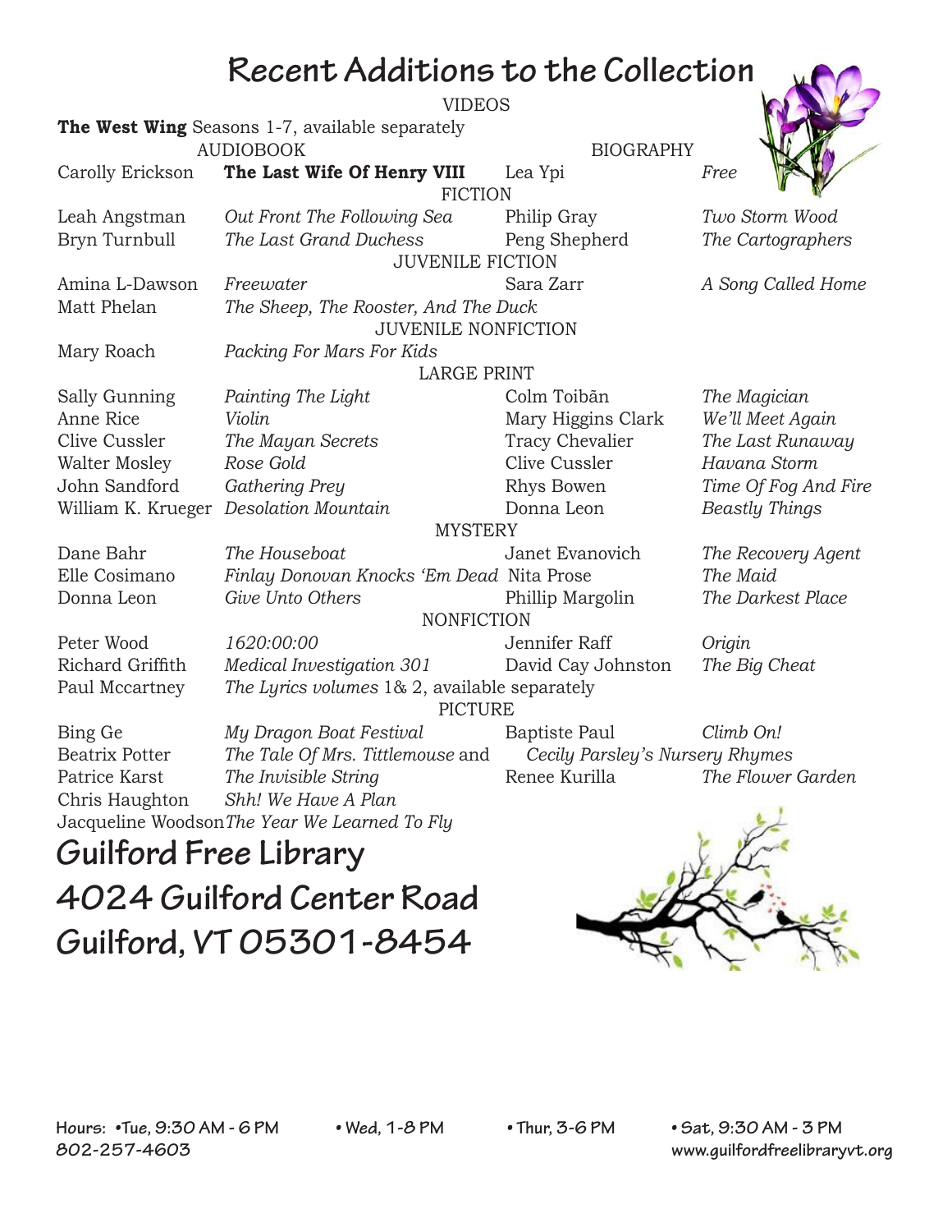# Recent Additions to the Collection

VIDEOS

**The West Wing** Seasons 1-7, available separately

AUDIOBOOK

Carolly Erickson **The Last Wife Of Henry VIII**

BIOGRAPHY

Lea Ypi *Free*

FICTION

| | | | |
|---|---|---|---|
| Leah Angstman | *Out Front The Following Sea* | Philip Gray | *Two Storm Wood* |
| Bryn Turnbull | *The Last Grand Duchess* | Peng Shepherd | *The Cartographers* |

JUVENILE FICTION

| | | | |
|---|---|---|---|
| Amina L-Dawson | *Freewater* | Sara Zarr | *A Song Called Home* |
| Matt Phelan | *The Sheep, The Rooster, And The Duck* | | |

JUVENILE NONFICTION

Mary Roach *Packing For Mars For Kids*

LARGE PRINT

| | | | |
|---|---|---|---|
| Sally Gunning | *Painting The Light* | Colm Toibān | *The Magician* |
| Anne Rice | *Violin* | Mary Higgins Clark | *We'll Meet Again* |
| Clive Cussler | *The Mayan Secrets* | Tracy Chevalier | *The Last Runaway* |
| Walter Mosley | *Rose Gold* | Clive Cussler | *Havana Storm* |
| John Sandford | *Gathering Prey* | Rhys Bowen | *Time Of Fog And Fire* |
| William K. Krueger | *Desolation Mountain* | Donna Leon | *Beastly Things* |

MYSTERY

| | | | |
|---|---|---|---|
| Dane Bahr | *The Houseboat* | Janet Evanovich | *The Recovery Agent* |
| Elle Cosimano | *Finlay Donovan Knocks 'Em Dead* | Nita Prose | *The Maid* |
| Donna Leon | *Give Unto Others* | Phillip Margolin | *The Darkest Place* |

NONFICTION

| | | | |
|---|---|---|---|
| Peter Wood | *1620:00:00* | Jennifer Raff | *Origin* |
| Richard Griffith | *Medical Investigation 301* | David Cay Johnston | *The Big Cheat* |
| Paul Mccartney | *The Lyrics volumes* 1& 2, available separately | | |

PICTURE

| | | | |
|---|---|---|---|
| Bing Ge | *My Dragon Boat Festival* | Baptiste Paul | *Climb On!* |
| Beatrix Potter | *The Tale Of Mrs. Tittlemouse* and *Cecily Parsley's Nursery Rhymes* | | |
| Patrice Karst | *The Invisible String* | Renee Kurilla | *The Flower Garden* |
| Chris Haughton | *Shh! We Have A Plan* | | |
| Jacqueline Woodson | *The Year We Learned To Fly* | | |

## Guilford Free Library
## 4024 Guilford Center Road
## Guilford, VT 05301-8454

**Hours: •Tue, 9:30 AM - 6 PM • Wed, 1-8 PM • Thur, 3-6 PM • Sat, 9:30 AM - 3 PM**

**802-257-4603**

**www.guilfordfreelibraryvt.org**